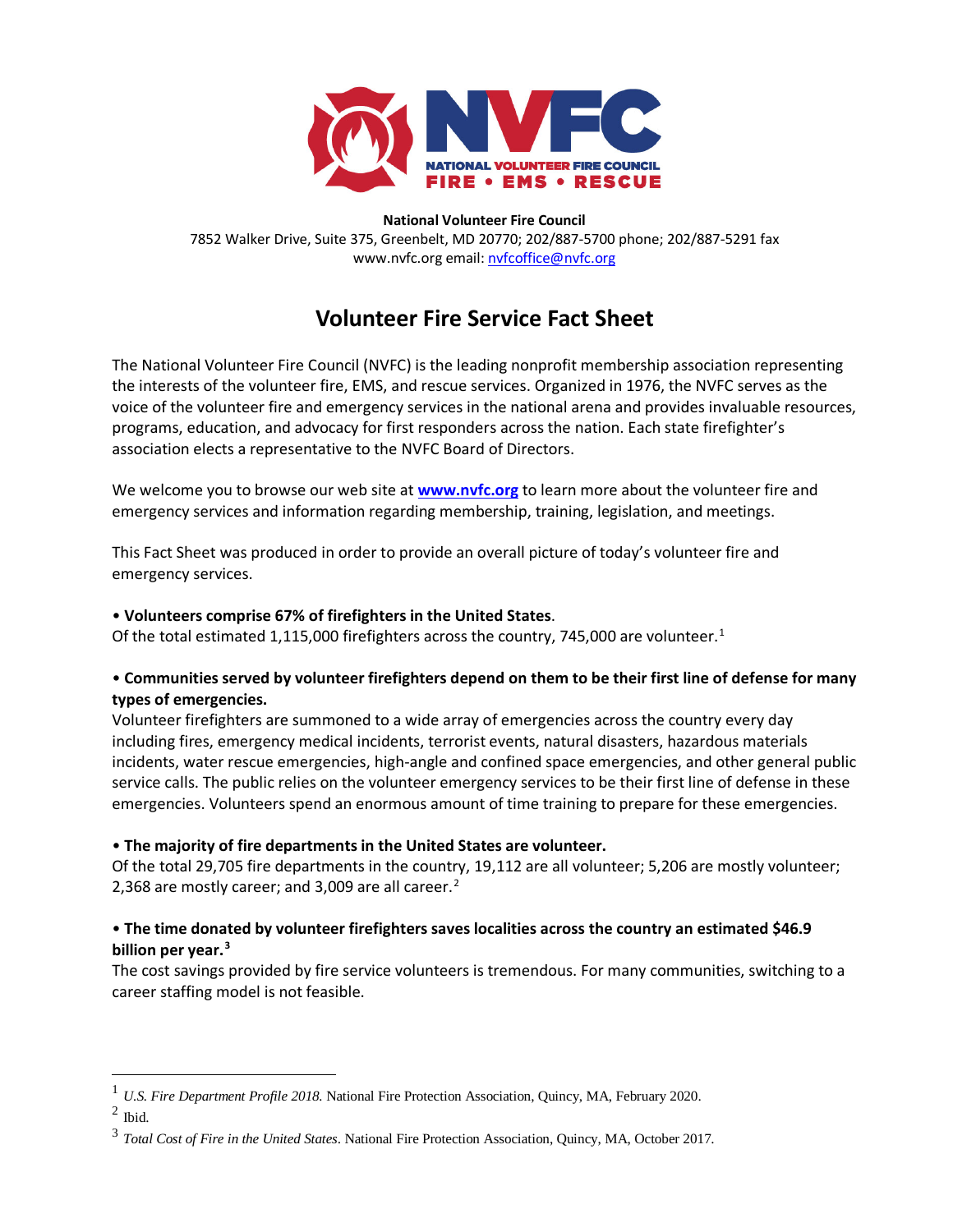**National Volunteer Fire Council**
7852 Walker Drive, Suite 375, Greenbelt, MD 20770; 202/887-5700 phone; 202/887-5291 fax
www.nvfc.org email: nvfcoffice@nvfc.org

# Volunteer Fire Service Fact Sheet

The National Volunteer Fire Council (NVFC) is the leading nonprofit membership association representing the interests of the volunteer fire, EMS, and rescue services. Organized in 1976, the NVFC serves as the voice of the volunteer fire and emergency services in the national arena and provides invaluable resources, programs, education, and advocacy for first responders across the nation. Each state firefighter's association elects a representative to the NVFC Board of Directors.

We welcome you to browse our web site at **www.nvfc.org** to learn more about the volunteer fire and emergency services and information regarding membership, training, legislation, and meetings.

This Fact Sheet was produced in order to provide an overall picture of today's volunteer fire and emergency services.

• **Volunteers comprise 67% of firefighters in the United States**.
Of the total estimated 1,115,000 firefighters across the country, 745,000 are volunteer.[1]

• **Communities served by volunteer firefighters depend on them to be their first line of defense for many types of emergencies.**
Volunteer firefighters are summoned to a wide array of emergencies across the country every day including fires, emergency medical incidents, terrorist events, natural disasters, hazardous materials incidents, water rescue emergencies, high-angle and confined space emergencies, and other general public service calls. The public relies on the volunteer emergency services to be their first line of defense in these emergencies. Volunteers spend an enormous amount of time training to prepare for these emergencies.

• **The majority of fire departments in the United States are volunteer.**
Of the total 29,705 fire departments in the country, 19,112 are all volunteer; 5,206 are mostly volunteer; 2,368 are mostly career; and 3,009 are all career.[2]

• **The time donated by volunteer firefighters saves localities across the country an estimated $46.9 billion per year.**[3]
The cost savings provided by fire service volunteers is tremendous. For many communities, switching to a career staffing model is not feasible.

---

[1] *U.S. Fire Department Profile 2018.* National Fire Protection Association, Quincy, MA, February 2020.
[2] Ibid.
[3] *Total Cost of Fire in the United States*. National Fire Protection Association, Quincy, MA, October 2017.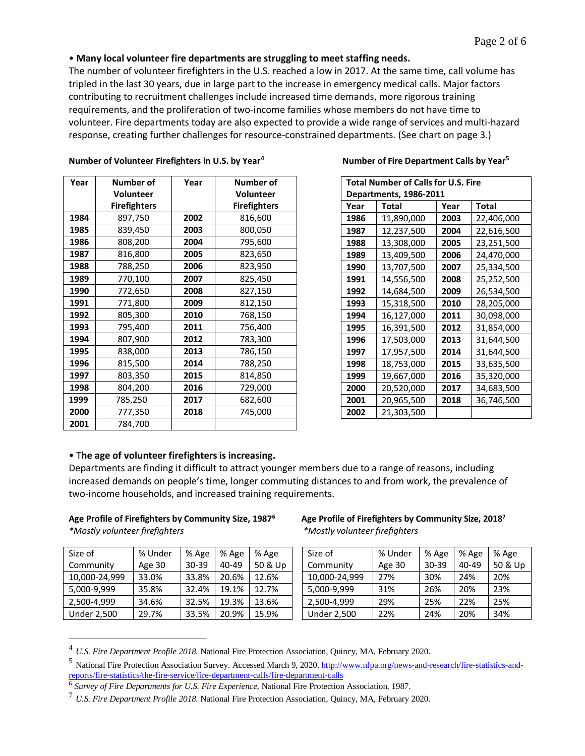• **Many local volunteer fire departments are struggling to meet staffing needs.**

The number of volunteer firefighters in the U.S. reached a low in 2017. At the same time, call volume has tripled in the last 30 years, due in large part to the increase in emergency medical calls. Major factors contributing to recruitment challenges include increased time demands, more rigorous training requirements, and the proliferation of two-income families whose members do not have time to volunteer. Fire departments today are also expected to provide a wide range of services and multi-hazard response, creating further challenges for resource-constrained departments. (See chart on page 3.)

**Number of Volunteer Firefighters in U.S. by Year**[4]

| Year | Number of Volunteer Firefighters | Year | Number of Volunteer Firefighters |
|---|---|---|---|
| **1984** | 897,750 | **2002** | 816,600 |
| **1985** | 839,450 | **2003** | 800,050 |
| **1986** | 808,200 | **2004** | 795,600 |
| **1987** | 816,800 | **2005** | 823,650 |
| **1988** | 788,250 | **2006** | 823,950 |
| **1989** | 770,100 | **2007** | 825,450 |
| **1990** | 772,650 | **2008** | 827,150 |
| **1991** | 771,800 | **2009** | 812,150 |
| **1992** | 805,300 | **2010** | 768,150 |
| **1993** | 795,400 | **2011** | 756,400 |
| **1994** | 807,900 | **2012** | 783,300 |
| **1995** | 838,000 | **2013** | 786,150 |
| **1996** | 815,500 | **2014** | 788,250 |
| **1997** | 803,350 | **2015** | 814,850 |
| **1998** | 804,200 | **2016** | 729,000 |
| **1999** | 785,250 | **2017** | 682,600 |
| **2000** | 777,350 | **2018** | 745,000 |
| **2001** | 784,700 | | |

**Number of Fire Department Calls by Year**[5]

| Total Number of Calls for U.S. Fire Departments, 1986-2011 | | | |
|---|---|---|---|
| **Year** | **Total** | **Year** | **Total** |
| **1986** | 11,890,000 | **2003** | 22,406,000 |
| **1987** | 12,237,500 | **2004** | 22,616,500 |
| **1988** | 13,308,000 | **2005** | 23,251,500 |
| **1989** | 13,409,500 | **2006** | 24,470,000 |
| **1990** | 13,707,500 | **2007** | 25,334,500 |
| **1991** | 14,556,500 | **2008** | 25,252,500 |
| **1992** | 14,684,500 | **2009** | 26,534,500 |
| **1993** | 15,318,500 | **2010** | 28,205,000 |
| **1994** | 16,127,000 | **2011** | 30,098,000 |
| **1995** | 16,391,500 | **2012** | 31,854,000 |
| **1996** | 17,503,000 | **2013** | 31,644,500 |
| **1997** | 17,957,500 | **2014** | 31,644,500 |
| **1998** | 18,753,000 | **2015** | 33,635,500 |
| **1999** | 19,667,000 | **2016** | 35,320,000 |
| **2000** | 20,520,000 | **2017** | 34,683,500 |
| **2001** | 20,965,500 | **2018** | 36,746,500 |
| **2002** | 21,303,500 | | |

• **The age of volunteer firefighters is increasing.**

Departments are finding it difficult to attract younger members due to a range of reasons, including increased demands on people's time, longer commuting distances to and from work, the prevalence of two-income households, and increased training requirements.

**Age Profile of Firefighters by Community Size, 1987**[6]
*\*Mostly volunteer firefighters*

| Size of Community | % Under Age 30 | % Age 30-39 | % Age 40-49 | % Age 50 & Up |
|---|---|---|---|---|
| 10,000-24,999 | 33.0% | 33.8% | 20.6% | 12.6% |
| 5,000-9,999 | 35.8% | 32.4% | 19.1% | 12.7% |
| 2,500-4,999 | 34.6% | 32.5% | 19.3% | 13.6% |
| Under 2,500 | 29.7% | 33.5% | 20.9% | 15.9% |

**Age Profile of Firefighters by Community Size, 2018**[7]
*\*Mostly volunteer firefighters*

| Size of Community | % Under Age 30 | % Age 30-39 | % Age 40-49 | % Age 50 & Up |
|---|---|---|---|---|
| 10,000-24,999 | 27% | 30% | 24% | 20% |
| 5,000-9,999 | 31% | 26% | 20% | 23% |
| 2,500-4,999 | 29% | 25% | 22% | 25% |
| Under 2,500 | 22% | 24% | 20% | 34% |

---

[4] *U.S. Fire Department Profile 2018.* National Fire Protection Association, Quincy, MA, February 2020.

[5] National Fire Protection Association Survey. Accessed March 9, 2020. http://www.nfpa.org/news-and-research/fire-statistics-and-reports/fire-statistics/the-fire-service/fire-department-calls/fire-department-calls

[6] *Survey of Fire Departments for U.S. Fire Experience*, National Fire Protection Association, 1987.

[7] *U.S. Fire Department Profile 2018.* National Fire Protection Association, Quincy, MA, February 2020.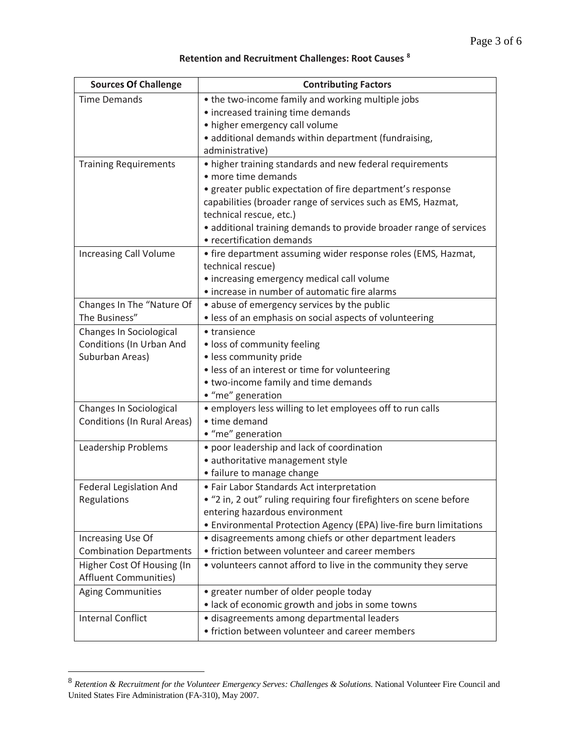**Retention and Recruitment Challenges: Root Causes** [8]

| Sources Of Challenge | Contributing Factors |
|---|---|
| Time Demands | • the two-income family and working multiple jobs<br>• increased training time demands<br>• higher emergency call volume<br>• additional demands within department (fundraising, administrative) |
| Training Requirements | • higher training standards and new federal requirements<br>• more time demands<br>• greater public expectation of fire department's response capabilities (broader range of services such as EMS, Hazmat, technical rescue, etc.)<br>• additional training demands to provide broader range of services<br>• recertification demands |
| Increasing Call Volume | • fire department assuming wider response roles (EMS, Hazmat, technical rescue)<br>• increasing emergency medical call volume<br>• increase in number of automatic fire alarms |
| Changes In The "Nature Of The Business" | • abuse of emergency services by the public<br>• less of an emphasis on social aspects of volunteering |
| Changes In Sociological Conditions (In Urban And Suburban Areas) | • transience<br>• loss of community feeling<br>• less community pride<br>• less of an interest or time for volunteering<br>• two-income family and time demands<br>• "me" generation |
| Changes In Sociological Conditions (In Rural Areas) | • employers less willing to let employees off to run calls<br>• time demand<br>• "me" generation |
| Leadership Problems | • poor leadership and lack of coordination<br>• authoritative management style<br>• failure to manage change |
| Federal Legislation And Regulations | • Fair Labor Standards Act interpretation<br>• "2 in, 2 out" ruling requiring four firefighters on scene before entering hazardous environment<br>• Environmental Protection Agency (EPA) live-fire burn limitations |
| Increasing Use Of Combination Departments | • disagreements among chiefs or other department leaders<br>• friction between volunteer and career members |
| Higher Cost Of Housing (In Affluent Communities) | • volunteers cannot afford to live in the community they serve |
| Aging Communities | • greater number of older people today<br>• lack of economic growth and jobs in some towns |
| Internal Conflict | • disagreements among departmental leaders<br>• friction between volunteer and career members |

[8] *Retention & Recruitment for the Volunteer Emergency Serves: Challenges & Solutions.* National Volunteer Fire Council and United States Fire Administration (FA-310), May 2007.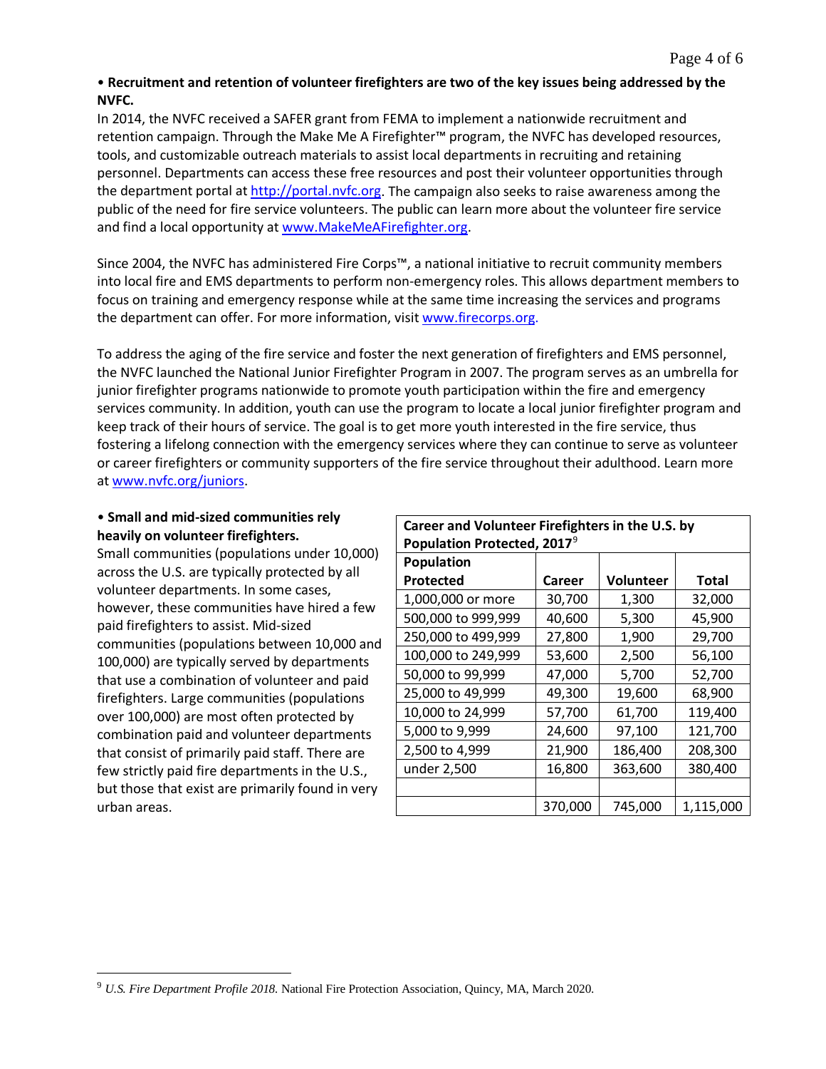• **Recruitment and retention of volunteer firefighters are two of the key issues being addressed by the NVFC.**

In 2014, the NVFC received a SAFER grant from FEMA to implement a nationwide recruitment and retention campaign. Through the Make Me A Firefighter™ program, the NVFC has developed resources, tools, and customizable outreach materials to assist local departments in recruiting and retaining personnel. Departments can access these free resources and post their volunteer opportunities through the department portal at http://portal.nvfc.org. The campaign also seeks to raise awareness among the public of the need for fire service volunteers. The public can learn more about the volunteer fire service and find a local opportunity at www.MakeMeAFirefighter.org.

Since 2004, the NVFC has administered Fire Corps™, a national initiative to recruit community members into local fire and EMS departments to perform non-emergency roles. This allows department members to focus on training and emergency response while at the same time increasing the services and programs the department can offer. For more information, visit www.firecorps.org.

To address the aging of the fire service and foster the next generation of firefighters and EMS personnel, the NVFC launched the National Junior Firefighter Program in 2007. The program serves as an umbrella for junior firefighter programs nationwide to promote youth participation within the fire and emergency services community. In addition, youth can use the program to locate a local junior firefighter program and keep track of their hours of service. The goal is to get more youth interested in the fire service, thus fostering a lifelong connection with the emergency services where they can continue to serve as volunteer or career firefighters or community supporters of the fire service throughout their adulthood. Learn more at www.nvfc.org/juniors.

• **Small and mid-sized communities rely heavily on volunteer firefighters.**

Small communities (populations under 10,000) across the U.S. are typically protected by all volunteer departments. In some cases, however, these communities have hired a few paid firefighters to assist. Mid-sized communities (populations between 10,000 and 100,000) are typically served by departments that use a combination of volunteer and paid firefighters. Large communities (populations over 100,000) are most often protected by combination paid and volunteer departments that consist of primarily paid staff. There are few strictly paid fire departments in the U.S., but those that exist are primarily found in very urban areas.

**Career and Volunteer Firefighters in the U.S. by Population Protected, 2017**[9]

| Population Protected | Career | Volunteer | Total |
|---|---|---|---|
| 1,000,000 or more | 30,700 | 1,300 | 32,000 |
| 500,000 to 999,999 | 40,600 | 5,300 | 45,900 |
| 250,000 to 499,999 | 27,800 | 1,900 | 29,700 |
| 100,000 to 249,999 | 53,600 | 2,500 | 56,100 |
| 50,000 to 99,999 | 47,000 | 5,700 | 52,700 |
| 25,000 to 49,999 | 49,300 | 19,600 | 68,900 |
| 10,000 to 24,999 | 57,700 | 61,700 | 119,400 |
| 5,000 to 9,999 | 24,600 | 97,100 | 121,700 |
| 2,500 to 4,999 | 21,900 | 186,400 | 208,300 |
| under 2,500 | 16,800 | 363,600 | 380,400 |
| | | | |
| | 370,000 | 745,000 | 1,115,000 |

[9] *U.S. Fire Department Profile 2018.* National Fire Protection Association, Quincy, MA, March 2020.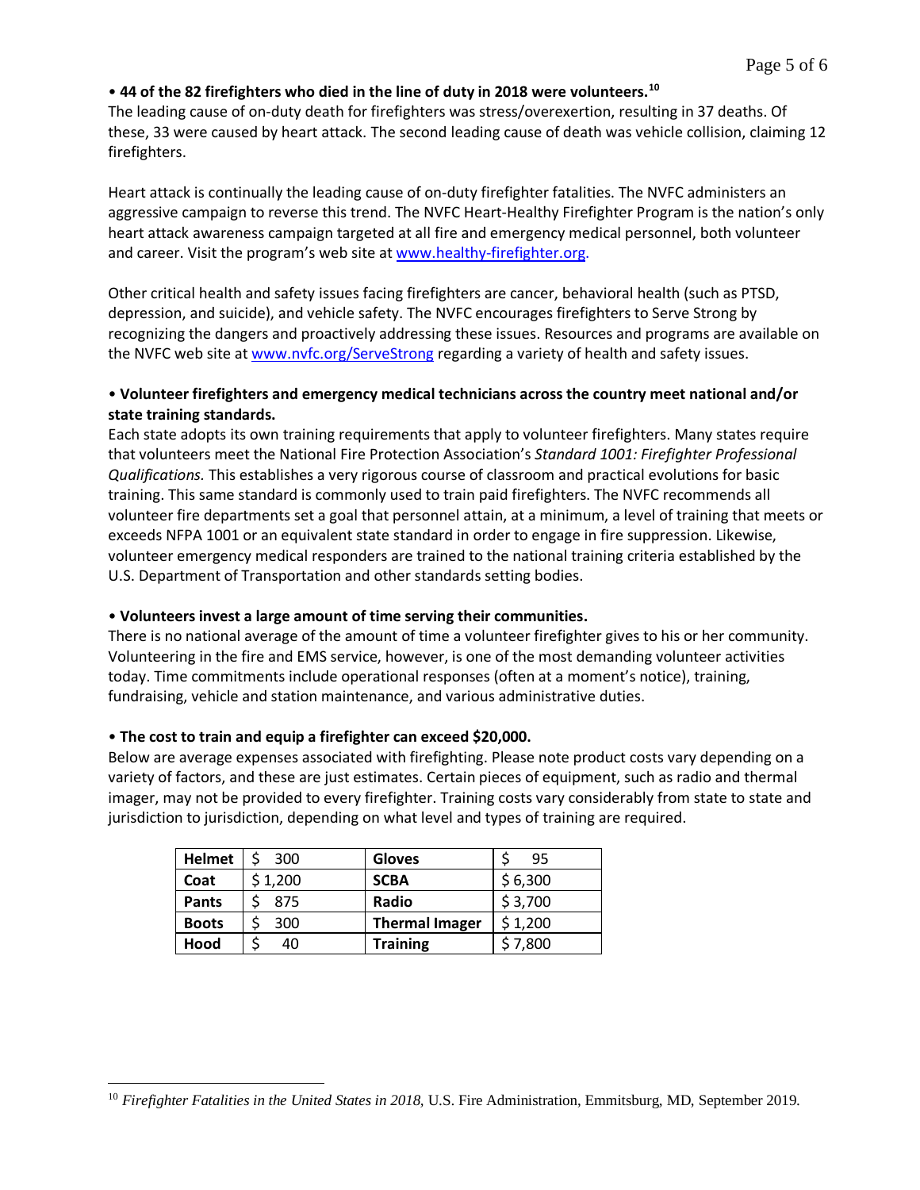• **44 of the 82 firefighters who died in the line of duty in 2018 were volunteers.**[10]
The leading cause of on-duty death for firefighters was stress/overexertion, resulting in 37 deaths. Of these, 33 were caused by heart attack. The second leading cause of death was vehicle collision, claiming 12 firefighters.

Heart attack is continually the leading cause of on-duty firefighter fatalities. The NVFC administers an aggressive campaign to reverse this trend. The NVFC Heart-Healthy Firefighter Program is the nation's only heart attack awareness campaign targeted at all fire and emergency medical personnel, both volunteer and career. Visit the program's web site at www.healthy-firefighter.org.

Other critical health and safety issues facing firefighters are cancer, behavioral health (such as PTSD, depression, and suicide), and vehicle safety. The NVFC encourages firefighters to Serve Strong by recognizing the dangers and proactively addressing these issues. Resources and programs are available on the NVFC web site at www.nvfc.org/ServeStrong regarding a variety of health and safety issues.

• **Volunteer firefighters and emergency medical technicians across the country meet national and/or state training standards.**
Each state adopts its own training requirements that apply to volunteer firefighters. Many states require that volunteers meet the National Fire Protection Association's *Standard 1001: Firefighter Professional Qualifications.* This establishes a very rigorous course of classroom and practical evolutions for basic training. This same standard is commonly used to train paid firefighters. The NVFC recommends all volunteer fire departments set a goal that personnel attain, at a minimum, a level of training that meets or exceeds NFPA 1001 or an equivalent state standard in order to engage in fire suppression. Likewise, volunteer emergency medical responders are trained to the national training criteria established by the U.S. Department of Transportation and other standards setting bodies.

• **Volunteers invest a large amount of time serving their communities.**
There is no national average of the amount of time a volunteer firefighter gives to his or her community. Volunteering in the fire and EMS service, however, is one of the most demanding volunteer activities today. Time commitments include operational responses (often at a moment's notice), training, fundraising, vehicle and station maintenance, and various administrative duties.

• **The cost to train and equip a firefighter can exceed $20,000.**
Below are average expenses associated with firefighting. Please note product costs vary depending on a variety of factors, and these are just estimates. Certain pieces of equipment, such as radio and thermal imager, may not be provided to every firefighter. Training costs vary considerably from state to state and jurisdiction to jurisdiction, depending on what level and types of training are required.

| **Helmet** | $ 300 | **Gloves** | $ 95 |
|---|---|---|---|
| **Coat** | $ 1,200 | **SCBA** | $ 6,300 |
| **Pants** | $ 875 | **Radio** | $ 3,700 |
| **Boots** | $ 300 | **Thermal Imager** | $ 1,200 |
| **Hood** | $ 40 | **Training** | $ 7,800 |

[10] *Firefighter Fatalities in the United States in 2018*, U.S. Fire Administration, Emmitsburg, MD, September 2019.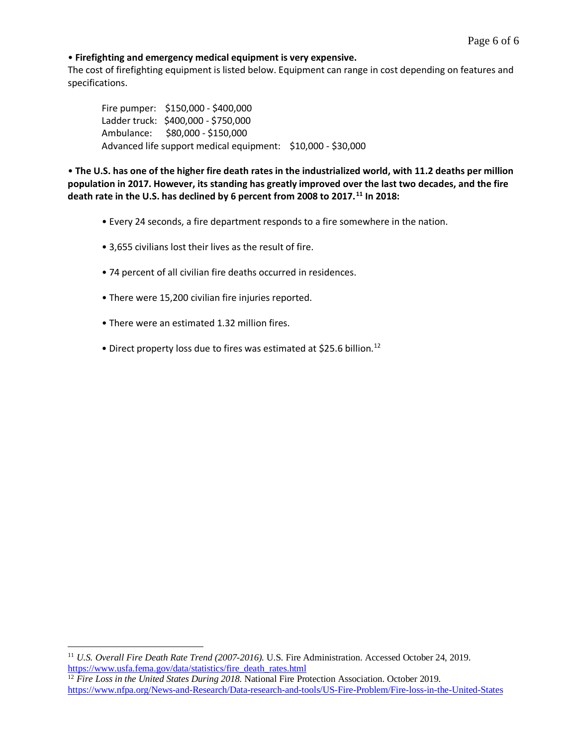• **Firefighting and emergency medical equipment is very expensive.**
The cost of firefighting equipment is listed below. Equipment can range in cost depending on features and specifications.

Fire pumper: $150,000 - $400,000
Ladder truck: $400,000 - $750,000
Ambulance: $80,000 - $150,000
Advanced life support medical equipment: $10,000 - $30,000

• **The U.S. has one of the higher fire death rates in the industrialized world, with 11.2 deaths per million population in 2017. However, its standing has greatly improved over the last two decades, and the fire death rate in the U.S. has declined by 6 percent from 2008 to 2017.[11] In 2018:**

- Every 24 seconds, a fire department responds to a fire somewhere in the nation.
- 3,655 civilians lost their lives as the result of fire.
- 74 percent of all civilian fire deaths occurred in residences.
- There were 15,200 civilian fire injuries reported.
- There were an estimated 1.32 million fires.
- Direct property loss due to fires was estimated at $25.6 billion.[12]

---

[11] *U.S. Overall Fire Death Rate Trend (2007-2016).* U.S. Fire Administration. Accessed October 24, 2019. https://www.usfa.fema.gov/data/statistics/fire_death_rates.html

[12] *Fire Loss in the United States During 2018.* National Fire Protection Association. October 2019. https://www.nfpa.org/News-and-Research/Data-research-and-tools/US-Fire-Problem/Fire-loss-in-the-United-States